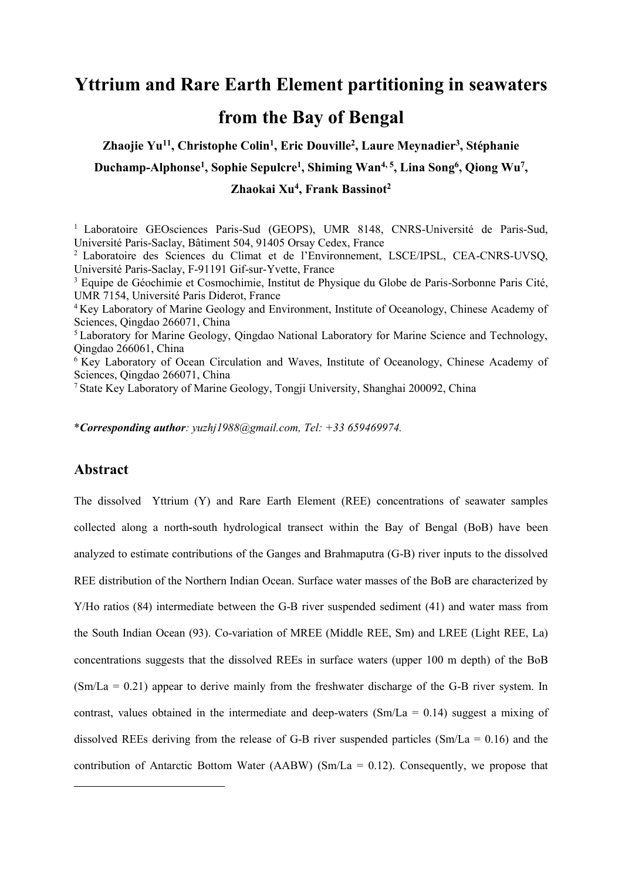# Yttrium and Rare Earth Element partitioning in seawaters from the Bay of Bengal

**Zhaojie Yu[11], Christophe Colin[1], Eric Douville[2], Laure Meynadier[3], Stéphanie Duchamp-Alphonse[1], Sophie Sepulcre[1], Shiming Wan[4, 5], Lina Song[6], Qiong Wu[7], Zhaokai Xu[4], Frank Bassinot[2]**

[1] Laboratoire GEOsciences Paris-Sud (GEOPS), UMR 8148, CNRS-Université de Paris-Sud, Université Paris-Saclay, Bâtiment 504, 91405 Orsay Cedex, France

[2] Laboratoire des Sciences du Climat et de l'Environnement, LSCE/IPSL, CEA-CNRS-UVSQ, Université Paris-Saclay, F-91191 Gif-sur-Yvette, France

[3] Equipe de Géochimie et Cosmochimie, Institut de Physique du Globe de Paris-Sorbonne Paris Cité, UMR 7154, Université Paris Diderot, France

[4] Key Laboratory of Marine Geology and Environment, Institute of Oceanology, Chinese Academy of Sciences, Qingdao 266071, China

[5] Laboratory for Marine Geology, Qingdao National Laboratory for Marine Science and Technology, Qingdao 266061, China

[6] Key Laboratory of Ocean Circulation and Waves, Institute of Oceanology, Chinese Academy of Sciences, Qingdao 266071, China

[7] State Key Laboratory of Marine Geology, Tongji University, Shanghai 200092, China

\****Corresponding author****: yuzhj1988@gmail.com, Tel: +33 659469974.*

## Abstract

The dissolved Yttrium (Y) and Rare Earth Element (REE) concentrations of seawater samples collected along a north-south hydrological transect within the Bay of Bengal (BoB) have been analyzed to estimate contributions of the Ganges and Brahmaputra (G-B) river inputs to the dissolved REE distribution of the Northern Indian Ocean. Surface water masses of the BoB are characterized by Y/Ho ratios (84) intermediate between the G-B river suspended sediment (41) and water mass from the South Indian Ocean (93). Co-variation of MREE (Middle REE, Sm) and LREE (Light REE, La) concentrations suggests that the dissolved REEs in surface waters (upper 100 m depth) of the BoB (Sm/La = 0.21) appear to derive mainly from the freshwater discharge of the G-B river system. In contrast, values obtained in the intermediate and deep-waters (Sm/La = 0.14) suggest a mixing of dissolved REEs deriving from the release of G-B river suspended particles (Sm/La = 0.16) and the contribution of Antarctic Bottom Water (AABW) (Sm/La = 0.12). Consequently, we propose that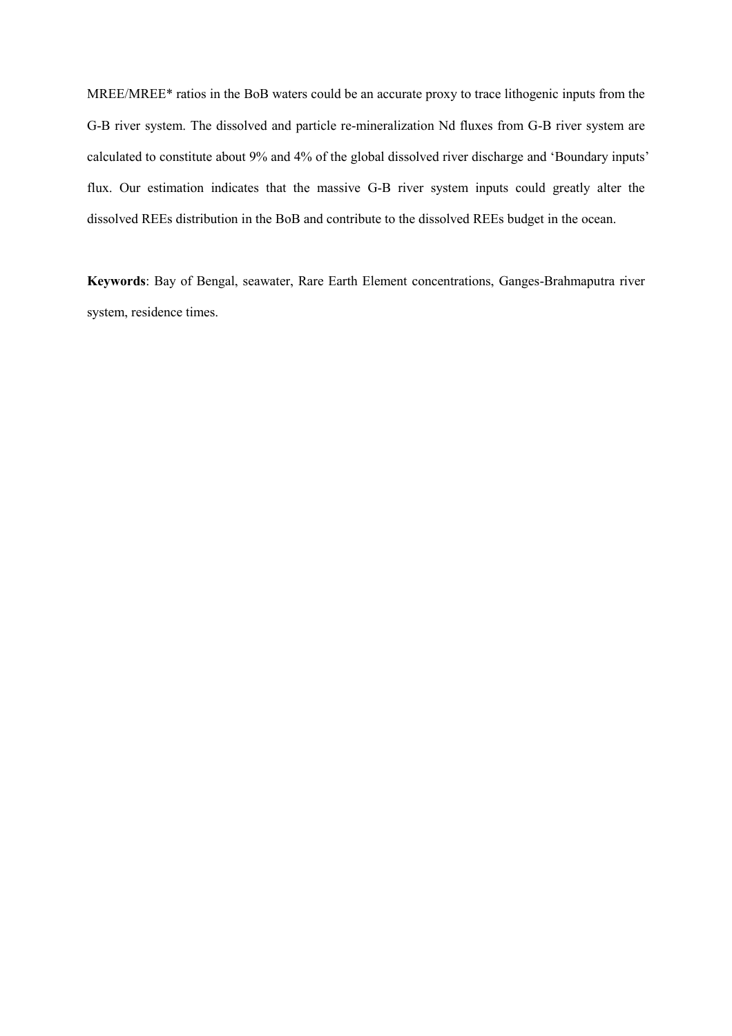MREE/MREE* ratios in the BoB waters could be an accurate proxy to trace lithogenic inputs from the G-B river system. The dissolved and particle re-mineralization Nd fluxes from G-B river system are calculated to constitute about 9% and 4% of the global dissolved river discharge and 'Boundary inputs' flux. Our estimation indicates that the massive G-B river system inputs could greatly alter the dissolved REEs distribution in the BoB and contribute to the dissolved REEs budget in the ocean.

**Keywords**: Bay of Bengal, seawater, Rare Earth Element concentrations, Ganges-Brahmaputra river system, residence times.